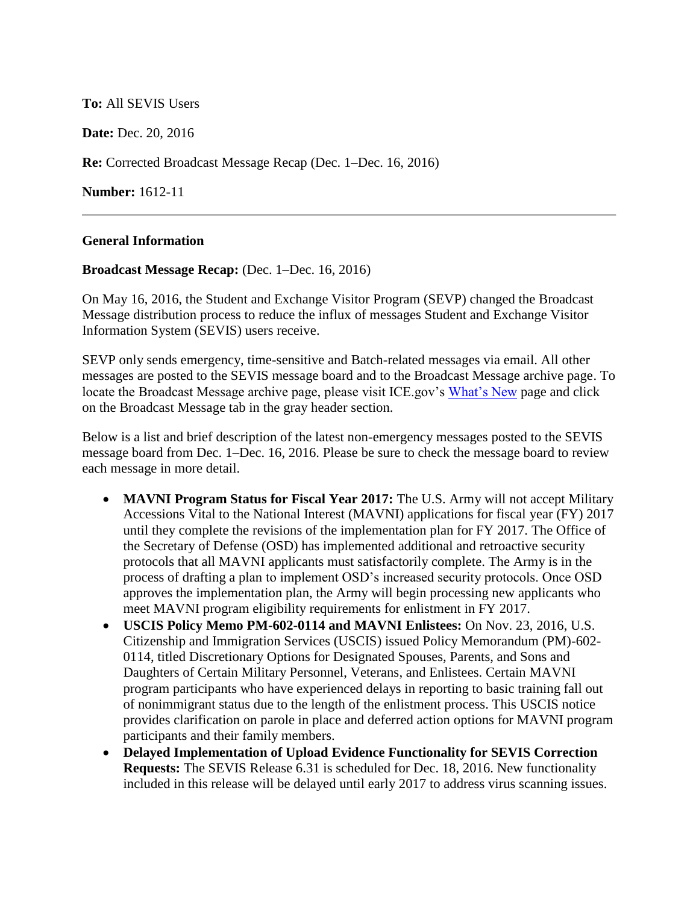**To:** All SEVIS Users

**Date:** Dec. 20, 2016

**Re:** Corrected Broadcast Message Recap (Dec. 1–Dec. 16, 2016)

**Number:** 1612-11

---

**General Information**

**Broadcast Message Recap:** (Dec. 1–Dec. 16, 2016)

On May 16, 2016, the Student and Exchange Visitor Program (SEVP) changed the Broadcast Message distribution process to reduce the influx of messages Student and Exchange Visitor Information System (SEVIS) users receive.

SEVP only sends emergency, time-sensitive and Batch-related messages via email. All other messages are posted to the SEVIS message board and to the Broadcast Message archive page. To locate the Broadcast Message archive page, please visit ICE.gov's [What's New](What's New) page and click on the Broadcast Message tab in the gray header section.

Below is a list and brief description of the latest non-emergency messages posted to the SEVIS message board from Dec. 1–Dec. 16, 2016. Please be sure to check the message board to review each message in more detail.

- **MAVNI Program Status for Fiscal Year 2017:** The U.S. Army will not accept Military Accessions Vital to the National Interest (MAVNI) applications for fiscal year (FY) 2017 until they complete the revisions of the implementation plan for FY 2017. The Office of the Secretary of Defense (OSD) has implemented additional and retroactive security protocols that all MAVNI applicants must satisfactorily complete. The Army is in the process of drafting a plan to implement OSD's increased security protocols. Once OSD approves the implementation plan, the Army will begin processing new applicants who meet MAVNI program eligibility requirements for enlistment in FY 2017.
- **USCIS Policy Memo PM-602-0114 and MAVNI Enlistees:** On Nov. 23, 2016, U.S. Citizenship and Immigration Services (USCIS) issued Policy Memorandum (PM)-602-0114, titled Discretionary Options for Designated Spouses, Parents, and Sons and Daughters of Certain Military Personnel, Veterans, and Enlistees. Certain MAVNI program participants who have experienced delays in reporting to basic training fall out of nonimmigrant status due to the length of the enlistment process. This USCIS notice provides clarification on parole in place and deferred action options for MAVNI program participants and their family members.
- **Delayed Implementation of Upload Evidence Functionality for SEVIS Correction Requests:** The SEVIS Release 6.31 is scheduled for Dec. 18, 2016. New functionality included in this release will be delayed until early 2017 to address virus scanning issues.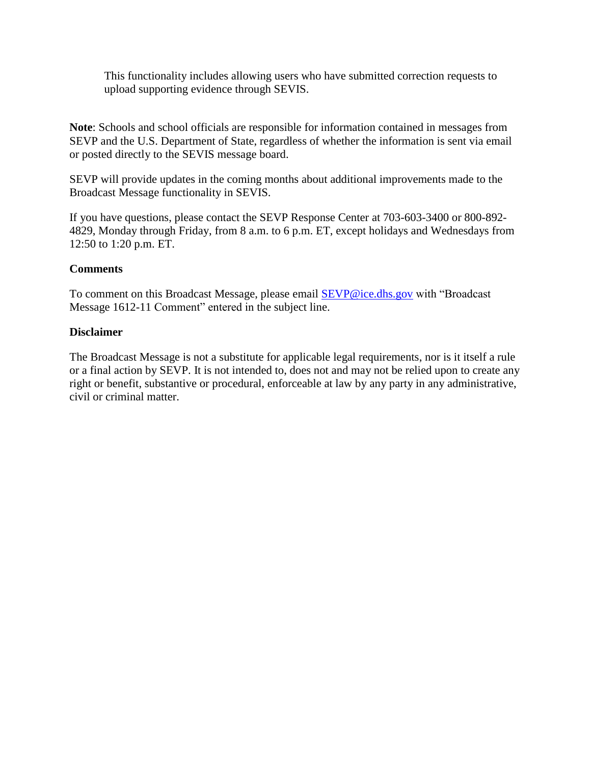This functionality includes allowing users who have submitted correction requests to upload supporting evidence through SEVIS.

**Note**: Schools and school officials are responsible for information contained in messages from SEVP and the U.S. Department of State, regardless of whether the information is sent via email or posted directly to the SEVIS message board.

SEVP will provide updates in the coming months about additional improvements made to the Broadcast Message functionality in SEVIS.

If you have questions, please contact the SEVP Response Center at 703-603-3400 or 800-892-4829, Monday through Friday, from 8 a.m. to 6 p.m. ET, except holidays and Wednesdays from 12:50 to 1:20 p.m. ET.

**Comments**

To comment on this Broadcast Message, please email [SEVP@ice.dhs.gov](mailto:SEVP@ice.dhs.gov) with "Broadcast Message 1612-11 Comment" entered in the subject line.

**Disclaimer**

The Broadcast Message is not a substitute for applicable legal requirements, nor is it itself a rule or a final action by SEVP. It is not intended to, does not and may not be relied upon to create any right or benefit, substantive or procedural, enforceable at law by any party in any administrative, civil or criminal matter.